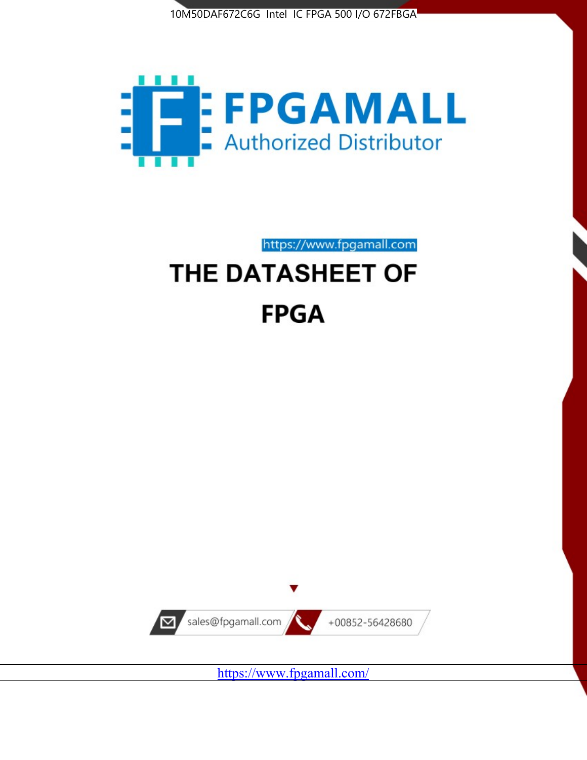10M50DAF672C6G Intel IC FPGA 500 I/O 672FBGA

FPGAMALL
Authorized Distributor

https://www.fpgamall.com

# THE DATASHEET OF

# FPGA

sales@fpgamall.com

+00852-56428680

https://www.fpgamall.com/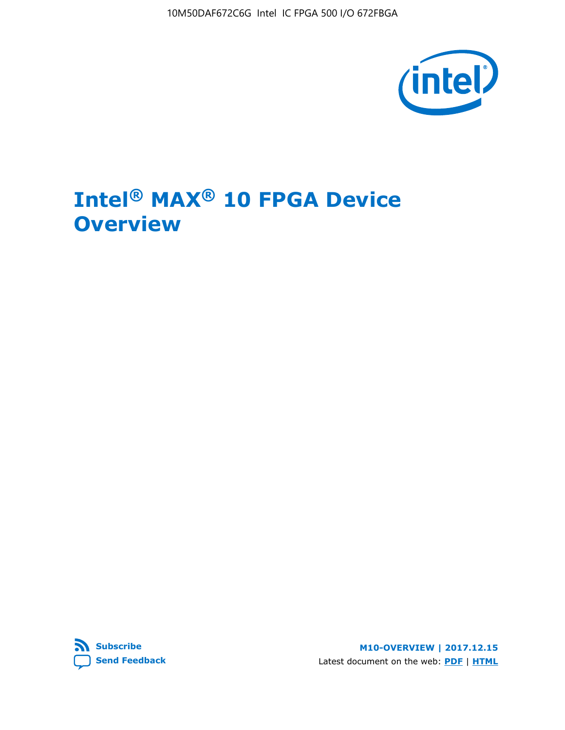# Intel® MAX® 10 FPGA Device Overview

Subscribe

Send Feedback

M10-OVERVIEW | 2017.12.15

Latest document on the web: PDF | HTML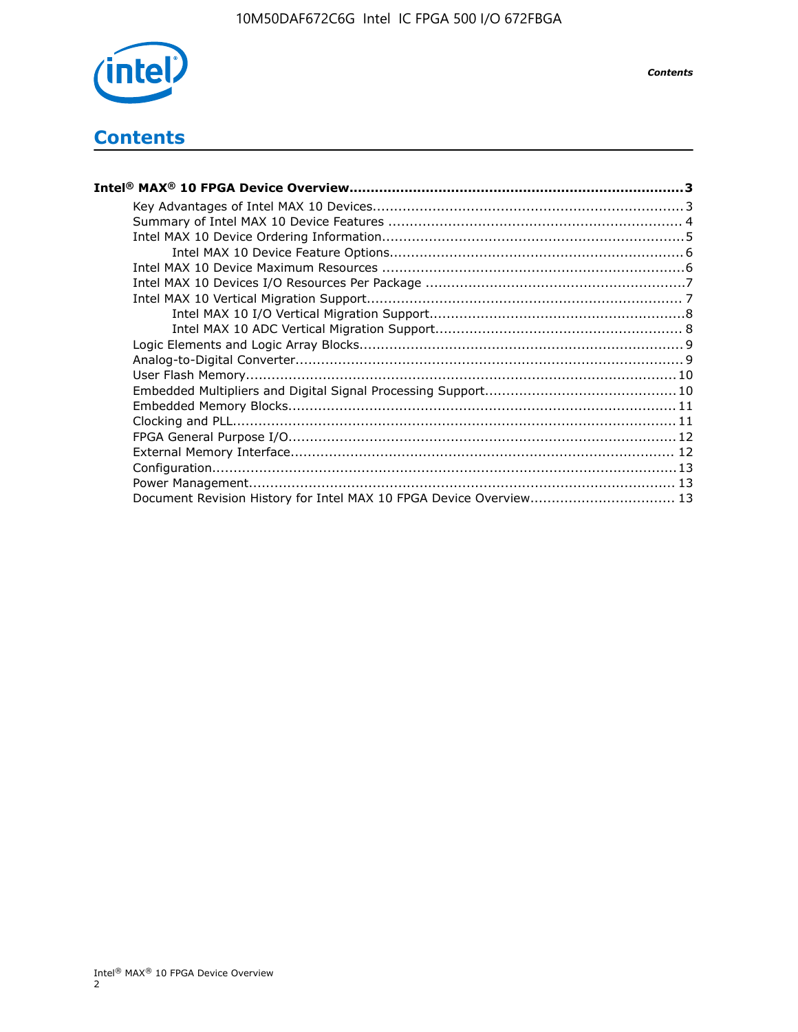# Contents

**Intel® MAX® 10 FPGA Device Overview......................................................................3**

- Key Advantages of Intel MAX 10 Devices........................................................................3
- Summary of Intel MAX 10 Device Features ..................................................................... 4
- Intel MAX 10 Device Ordering Information.......................................................................5
    - Intel MAX 10 Device Feature Options.....................................................................6
- Intel MAX 10 Device Maximum Resources .......................................................................6
- Intel MAX 10 Devices I/O Resources Per Package ............................................................7
- Intel MAX 10 Vertical Migration Support.......................................................................... 7
    - Intel MAX 10 I/O Vertical Migration Support...........................................................8
    - Intel MAX 10 ADC Vertical Migration Support......................................................... 8
- Logic Elements and Logic Array Blocks............................................................................9
- Analog-to-Digital Converter...........................................................................................9
- User Flash Memory.................................................................................................... 10
- Embedded Multipliers and Digital Signal Processing Support............................................ 10
- Embedded Memory Blocks.......................................................................................... 11
- Clocking and PLL....................................................................................................... 11
- FPGA General Purpose I/O.......................................................................................... 12
- External Memory Interface......................................................................................... 12
- Configuration............................................................................................................ 13
- Power Management................................................................................................... 13
- Document Revision History for Intel MAX 10 FPGA Device Overview.................................. 13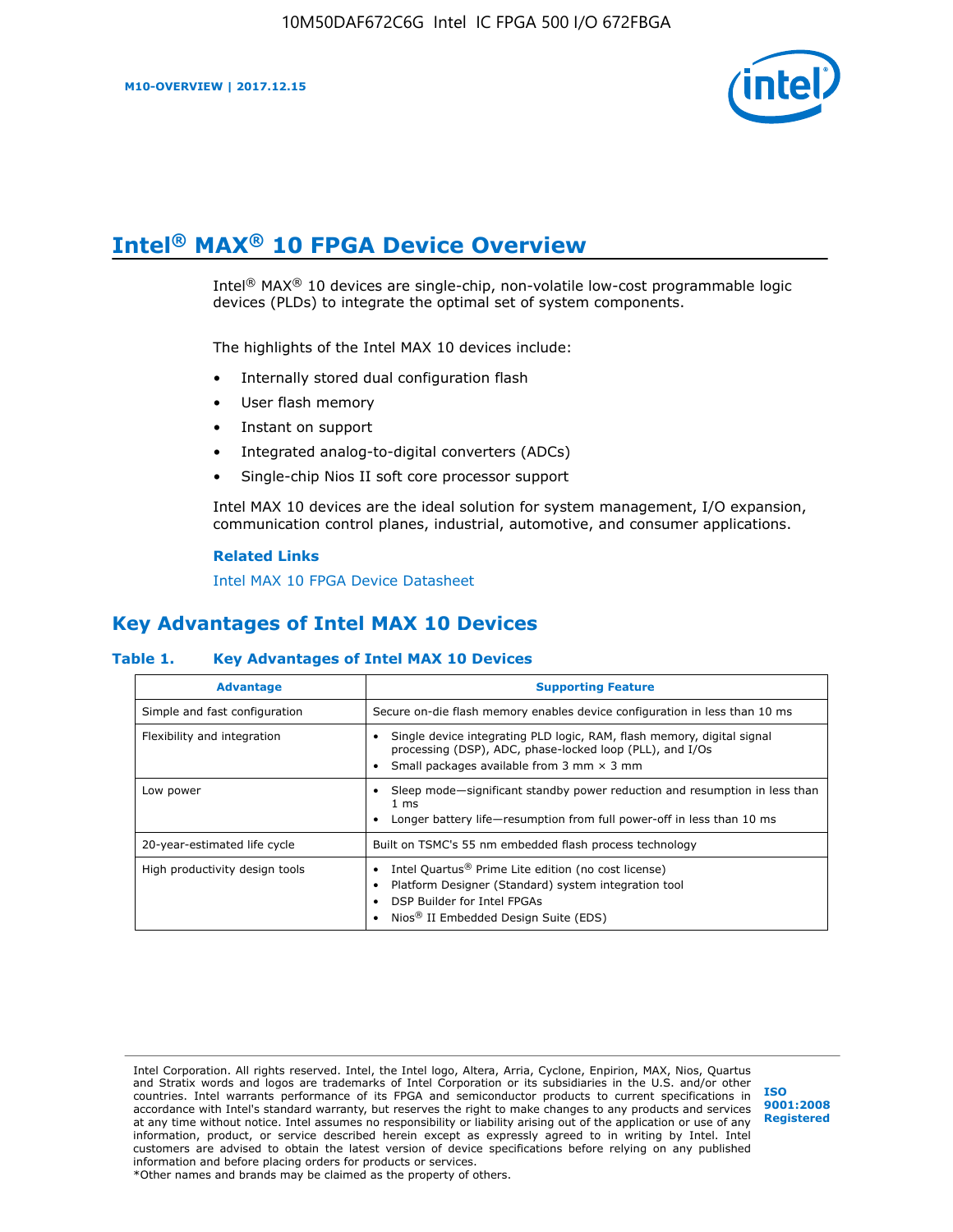# Intel® MAX® 10 FPGA Device Overview

Intel® MAX® 10 devices are single-chip, non-volatile low-cost programmable logic devices (PLDs) to integrate the optimal set of system components.

The highlights of the Intel MAX 10 devices include:

- Internally stored dual configuration flash
- User flash memory
- Instant on support
- Integrated analog-to-digital converters (ADCs)
- Single-chip Nios II soft core processor support

Intel MAX 10 devices are the ideal solution for system management, I/O expansion, communication control planes, industrial, automotive, and consumer applications.

**Related Links**

Intel MAX 10 FPGA Device Datasheet

## Key Advantages of Intel MAX 10 Devices

**Table 1. Key Advantages of Intel MAX 10 Devices**

| Advantage | Supporting Feature |
| --- | --- |
| Simple and fast configuration | Secure on-die flash memory enables device configuration in less than 10 ms |
| Flexibility and integration | • Single device integrating PLD logic, RAM, flash memory, digital signal processing (DSP), ADC, phase-locked loop (PLL), and I/Os<br>• Small packages available from 3 mm × 3 mm |
| Low power | • Sleep mode—significant standby power reduction and resumption in less than 1 ms<br>• Longer battery life—resumption from full power-off in less than 10 ms |
| 20-year-estimated life cycle | Built on TSMC's 55 nm embedded flash process technology |
| High productivity design tools | • Intel Quartus® Prime Lite edition (no cost license)<br>• Platform Designer (Standard) system integration tool<br>• DSP Builder for Intel FPGAs<br>• Nios® II Embedded Design Suite (EDS) |

Intel Corporation. All rights reserved. Intel, the Intel logo, Altera, Arria, Cyclone, Enpirion, MAX, Nios, Quartus and Stratix words and logos are trademarks of Intel Corporation or its subsidiaries in the U.S. and/or other countries. Intel warrants performance of its FPGA and semiconductor products to current specifications in accordance with Intel's standard warranty, but reserves the right to make changes to any products and services at any time without notice. Intel assumes no responsibility or liability arising out of the application or use of any information, product, or service described herein except as expressly agreed to in writing by Intel. Intel customers are advised to obtain the latest version of device specifications before relying on any published information and before placing orders for products or services.
*Other names and brands may be claimed as the property of others.

ISO 9001:2008 Registered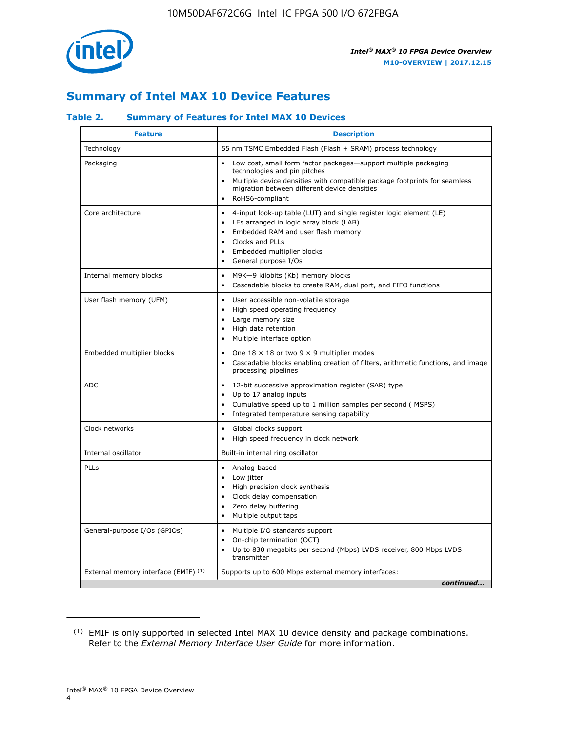## Summary of Intel MAX 10 Device Features

### Table 2. Summary of Features for Intel MAX 10 Devices

| Feature | Description |
|---|---|
| Technology | 55 nm TSMC Embedded Flash (Flash + SRAM) process technology |
| Packaging | • Low cost, small form factor packages—support multiple packaging technologies and pin pitches<br>• Multiple device densities with compatible package footprints for seamless migration between different device densities<br>• RoHS6-compliant |
| Core architecture | • 4-input look-up table (LUT) and single register logic element (LE)<br>• LEs arranged in logic array block (LAB)<br>• Embedded RAM and user flash memory<br>• Clocks and PLLs<br>• Embedded multiplier blocks<br>• General purpose I/Os |
| Internal memory blocks | • M9K—9 kilobits (Kb) memory blocks<br>• Cascadable blocks to create RAM, dual port, and FIFO functions |
| User flash memory (UFM) | • User accessible non-volatile storage<br>• High speed operating frequency<br>• Large memory size<br>• High data retention<br>• Multiple interface option |
| Embedded multiplier blocks | • One 18 × 18 or two 9 × 9 multiplier modes<br>• Cascadable blocks enabling creation of filters, arithmetic functions, and image processing pipelines |
| ADC | • 12-bit successive approximation register (SAR) type<br>• Up to 17 analog inputs<br>• Cumulative speed up to 1 million samples per second ( MSPS)<br>• Integrated temperature sensing capability |
| Clock networks | • Global clocks support<br>• High speed frequency in clock network |
| Internal oscillator | Built-in internal ring oscillator |
| PLLs | • Analog-based<br>• Low jitter<br>• High precision clock synthesis<br>• Clock delay compensation<br>• Zero delay buffering<br>• Multiple output taps |
| General-purpose I/Os (GPIOs) | • Multiple I/O standards support<br>• On-chip termination (OCT)<br>• Up to 830 megabits per second (Mbps) LVDS receiver, 800 Mbps LVDS transmitter |
| External memory interface (EMIF) [(1)] | Supports up to 600 Mbps external memory interfaces: |

*continued...*

(1) EMIF is only supported in selected Intel MAX 10 device density and package combinations. Refer to the *External Memory Interface User Guide* for more information.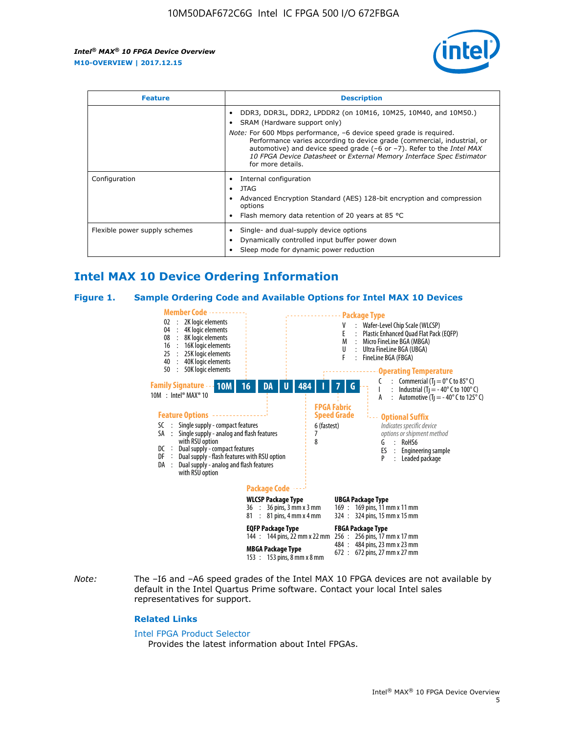| Feature | Description |
| --- | --- |
| | • DDR3, DDR3L, DDR2, LPDDR2 (on 10M16, 10M25, 10M40, and 10M50.) • SRAM (Hardware support only) *Note:* For 600 Mbps performance, –6 device speed grade is required. Performance varies according to device grade (commercial, industrial, or automotive) and device speed grade (–6 or –7). Refer to the *Intel MAX 10 FPGA Device Datasheet* or *External Memory Interface Spec Estimator* for more details. |
| Configuration | • Internal configuration • JTAG • Advanced Encryption Standard (AES) 128-bit encryption and compression options • Flash memory data retention of 20 years at 85 °C |
| Flexible power supply schemes | • Single- and dual-supply device options • Dynamically controlled input buffer power down • Sleep mode for dynamic power reduction |

## Intel MAX 10 Device Ordering Information

### Figure 1. Sample Ordering Code and Available Options for Intel MAX 10 Devices

Sample ordering code: **10M 16 DA U 484 I 7 G**

**Family Signature**
- 10M : Intel® MAX® 10

**Member Code**
- 02 : 2K logic elements
- 04 : 4K logic elements
- 08 : 8K logic elements
- 16 : 16K logic elements
- 25 : 25K logic elements
- 40 : 40K logic elements
- 50 : 50K logic elements

**Feature Options**
- SC : Single supply - compact features
- SA : Single supply - analog and flash features with RSU option
- DC : Dual supply - compact features
- DF : Dual supply - flash features with RSU option
- DA : Dual supply - analog and flash features with RSU option

**Package Type**
- V : Wafer-Level Chip Scale (WLCSP)
- E : Plastic Enhanced Quad Flat Pack (EQFP)
- M : Micro FineLine BGA (MBGA)
- U : Ultra FineLine BGA (UBGA)
- F : FineLine BGA (FBGA)

**Package Code**

WLCSP Package Type
- 36 : 36 pins, 3 mm x 3 mm
- 81 : 81 pins, 4 mm x 4 mm

EQFP Package Type
- 144 : 144 pins, 22 mm x 22 mm

MBGA Package Type
- 153 : 153 pins, 8 mm x 8 mm

UBGA Package Type
- 169 : 169 pins, 11 mm x 11 mm
- 324 : 324 pins, 15 mm x 15 mm

FBGA Package Type
- 256 : 256 pins, 17 mm x 17 mm
- 484 : 484 pins, 23 mm x 23 mm
- 672 : 672 pins, 27 mm x 27 mm

**Operating Temperature**
- C : Commercial ($T_J$ = 0° C to 85° C)
- I : Industrial ($T_J$ = - 40° C to 100° C)
- A : Automotive ($T_J$ = - 40° C to 125° C)

**FPGA Fabric Speed Grade**
- 6 (fastest)
- 7
- 8

**Optional Suffix**

*Indicates specific device options or shipment method*
- G : RoHS6
- ES : Engineering sample
- P : Leaded package

*Note:* The –I6 and –A6 speed grades of the Intel MAX 10 FPGA devices are not available by default in the Intel Quartus Prime software. Contact your local Intel sales representatives for support.

### Related Links

Intel FPGA Product Selector
Provides the latest information about Intel FPGAs.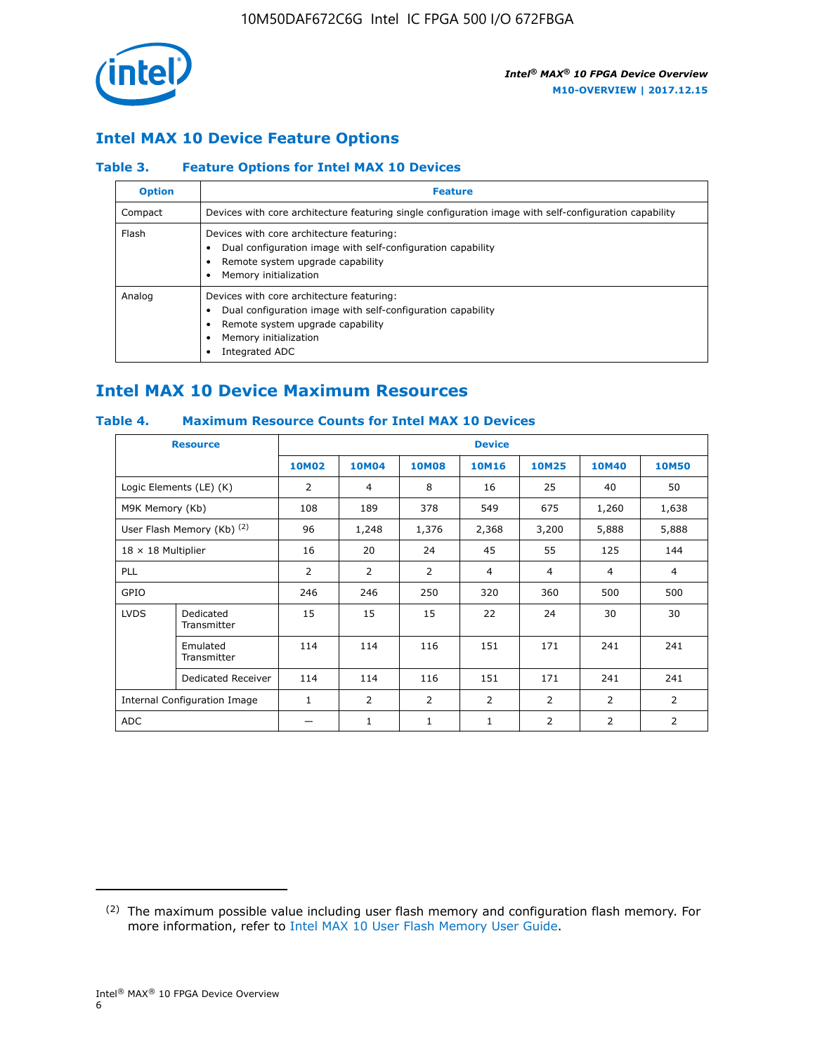## Intel MAX 10 Device Feature Options

### Table 3. Feature Options for Intel MAX 10 Devices

| Option | Feature |
| --- | --- |
| Compact | Devices with core architecture featuring single configuration image with self-configuration capability |
| Flash | Devices with core architecture featuring: • Dual configuration image with self-configuration capability • Remote system upgrade capability • Memory initialization |
| Analog | Devices with core architecture featuring: • Dual configuration image with self-configuration capability • Remote system upgrade capability • Memory initialization • Integrated ADC |

## Intel MAX 10 Device Maximum Resources

### Table 4. Maximum Resource Counts for Intel MAX 10 Devices

| Resource | | Device | | | | | | |
| --- | --- | --- | --- | --- | --- | --- | --- | --- |
| | | 10M02 | 10M04 | 10M08 | 10M16 | 10M25 | 10M40 | 10M50 |
| Logic Elements (LE) (K) | | 2 | 4 | 8 | 16 | 25 | 40 | 50 |
| M9K Memory (Kb) | | 108 | 189 | 378 | 549 | 675 | 1,260 | 1,638 |
| User Flash Memory (Kb) [(2)] | | 96 | 1,248 | 1,376 | 2,368 | 3,200 | 5,888 | 5,888 |
| 18 × 18 Multiplier | | 16 | 20 | 24 | 45 | 55 | 125 | 144 |
| PLL | | 2 | 2 | 2 | 4 | 4 | 4 | 4 |
| GPIO | | 246 | 246 | 250 | 320 | 360 | 500 | 500 |
| LVDS | Dedicated Transmitter | 15 | 15 | 15 | 22 | 24 | 30 | 30 |
| | Emulated Transmitter | 114 | 114 | 116 | 151 | 171 | 241 | 241 |
| | Dedicated Receiver | 114 | 114 | 116 | 151 | 171 | 241 | 241 |
| Internal Configuration Image | | 1 | 2 | 2 | 2 | 2 | 2 | 2 |
| ADC | | — | 1 | 1 | 1 | 2 | 2 | 2 |

(2) The maximum possible value including user flash memory and configuration flash memory. For more information, refer to Intel MAX 10 User Flash Memory User Guide.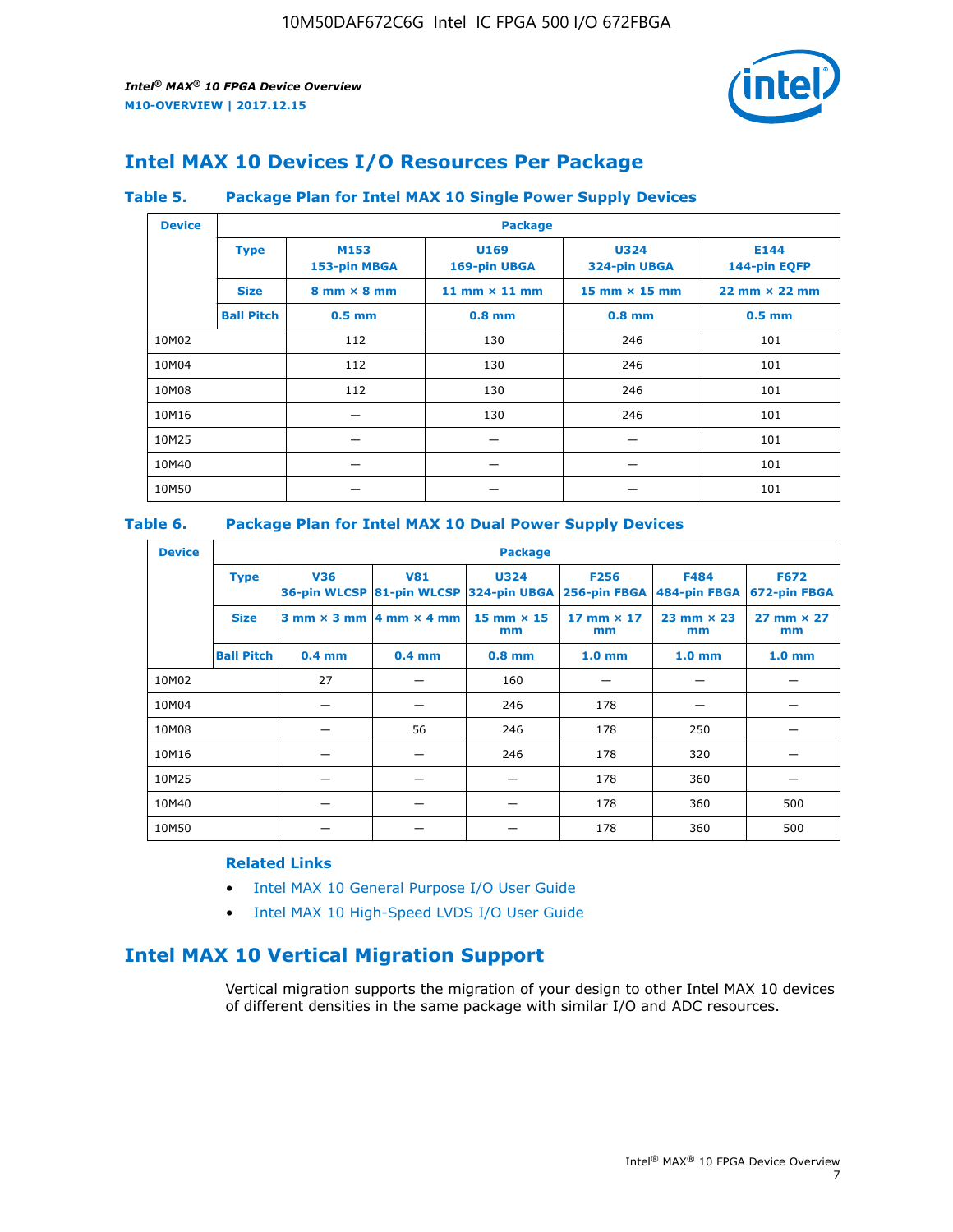## Intel MAX 10 Devices I/O Resources Per Package

### Table 5. Package Plan for Intel MAX 10 Single Power Supply Devices

| Device | Package | | | | |
|---|---|---|---|---|---|
| | **Type** | **M153** 153-pin MBGA | **U169** 169-pin UBGA | **U324** 324-pin UBGA | **E144** 144-pin EQFP |
| | **Size** | 8 mm × 8 mm | 11 mm × 11 mm | 15 mm × 15 mm | 22 mm × 22 mm |
| | **Ball Pitch** | 0.5 mm | 0.8 mm | 0.8 mm | 0.5 mm |
| 10M02 | | 112 | 130 | 246 | 101 |
| 10M04 | | 112 | 130 | 246 | 101 |
| 10M08 | | 112 | 130 | 246 | 101 |
| 10M16 | | — | 130 | 246 | 101 |
| 10M25 | | — | — | — | 101 |
| 10M40 | | — | — | — | 101 |
| 10M50 | | — | — | — | 101 |

### Table 6. Package Plan for Intel MAX 10 Dual Power Supply Devices

| Device | Package | | | | | | |
|---|---|---|---|---|---|---|---|
| | **Type** | **V36** 36-pin WLCSP | **V81** 81-pin WLCSP | **U324** 324-pin UBGA | **F256** 256-pin FBGA | **F484** 484-pin FBGA | **F672** 672-pin FBGA |
| | **Size** | 3 mm × 3 mm | 4 mm × 4 mm | 15 mm × 15 mm | 17 mm × 17 mm | 23 mm × 23 mm | 27 mm × 27 mm |
| | **Ball Pitch** | 0.4 mm | 0.4 mm | 0.8 mm | 1.0 mm | 1.0 mm | 1.0 mm |
| 10M02 | | 27 | — | 160 | — | — | — |
| 10M04 | | — | — | 246 | 178 | — | — |
| 10M08 | | — | 56 | 246 | 178 | 250 | — |
| 10M16 | | — | — | 246 | 178 | 320 | — |
| 10M25 | | — | — | — | 178 | 360 | — |
| 10M40 | | — | — | — | 178 | 360 | 500 |
| 10M50 | | — | — | — | 178 | 360 | 500 |

**Related Links**

- Intel MAX 10 General Purpose I/O User Guide
- Intel MAX 10 High-Speed LVDS I/O User Guide

## Intel MAX 10 Vertical Migration Support

Vertical migration supports the migration of your design to other Intel MAX 10 devices of different densities in the same package with similar I/O and ADC resources.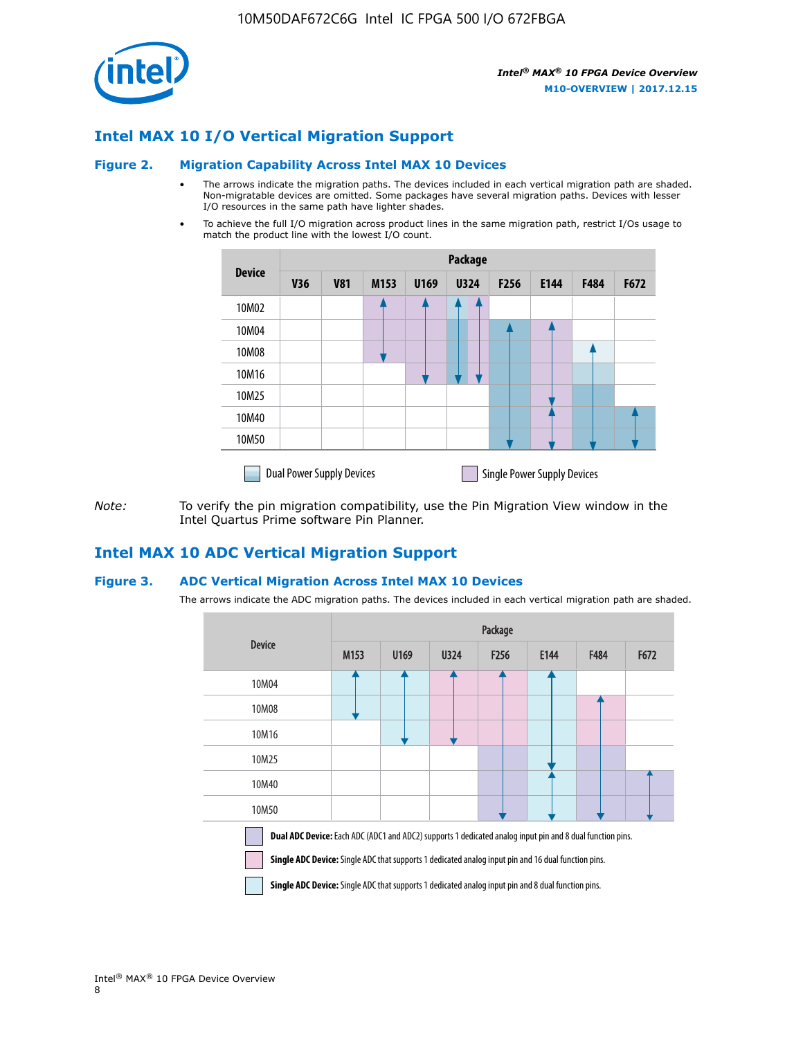## Intel MAX 10 I/O Vertical Migration Support

### Figure 2. Migration Capability Across Intel MAX 10 Devices

- The arrows indicate the migration paths. The devices included in each vertical migration path are shaded. Non-migratable devices are omitted. Some packages have several migration paths. Devices with lesser I/O resources in the same path have lighter shades.
- To achieve the full I/O migration across product lines in the same migration path, restrict I/Os usage to match the product line with the lowest I/O count.

| Device | Package | | | | | | | | |
|---|---|---|---|---|---|---|---|---|---|
| | V36 | V81 | M153 | U169 | U324 | F256 | E144 | F484 | F672 |
| 10M02 | | | | | | | | | |
| 10M04 | | | | | | | | | |
| 10M08 | | | | | | | | | |
| 10M16 | | | | | | | | | |
| 10M25 | | | | | | | | | |
| 10M40 | | | | | | | | | |
| 10M50 | | | | | | | | | |

Dual Power Supply Devices    Single Power Supply Devices

*Note:* To verify the pin migration compatibility, use the Pin Migration View window in the Intel Quartus Prime software Pin Planner.

## Intel MAX 10 ADC Vertical Migration Support

### Figure 3. ADC Vertical Migration Across Intel MAX 10 Devices

The arrows indicate the ADC migration paths. The devices included in each vertical migration path are shaded.

| Device | Package | | | | | | |
|---|---|---|---|---|---|---|---|
| | M153 | U169 | U324 | F256 | E144 | F484 | F672 |
| 10M04 | | | | | | | |
| 10M08 | | | | | | | |
| 10M16 | | | | | | | |
| 10M25 | | | | | | | |
| 10M40 | | | | | | | |
| 10M50 | | | | | | | |

**Dual ADC Device:** Each ADC (ADC1 and ADC2) supports 1 dedicated analog input pin and 8 dual function pins.

**Single ADC Device:** Single ADC that supports 1 dedicated analog input pin and 16 dual function pins.

**Single ADC Device:** Single ADC that supports 1 dedicated analog input pin and 8 dual function pins.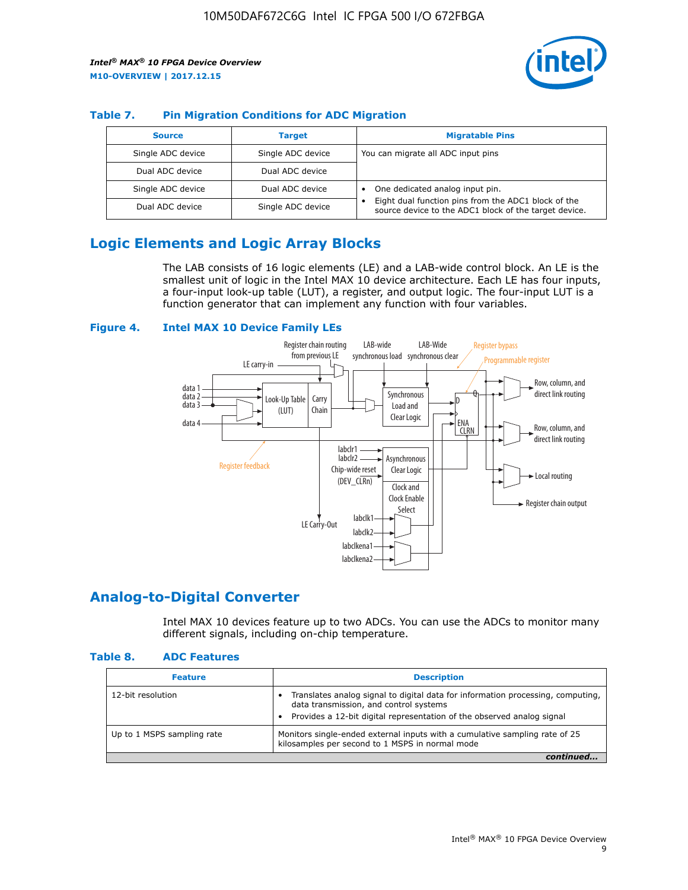### Table 7. Pin Migration Conditions for ADC Migration

| Source | Target | Migratable Pins |
|---|---|---|
| Single ADC device | Single ADC device | You can migrate all ADC input pins |
| Dual ADC device | Dual ADC device | |
| Single ADC device | Dual ADC device | • One dedicated analog input pin. • Eight dual function pins from the ADC1 block of the source device to the ADC1 block of the target device. |
| Dual ADC device | Single ADC device | |

## Logic Elements and Logic Array Blocks

The LAB consists of 16 logic elements (LE) and a LAB-wide control block. An LE is the smallest unit of logic in the Intel MAX 10 device architecture. Each LE has four inputs, a four-input look-up table (LUT), a register, and output logic. The four-input LUT is a function generator that can implement any function with four variables.

### Figure 4. Intel MAX 10 Device Family LEs

## Analog-to-Digital Converter

Intel MAX 10 devices feature up to two ADCs. You can use the ADCs to monitor many different signals, including on-chip temperature.

### Table 8. ADC Features

| Feature | Description |
|---|---|
| 12-bit resolution | • Translates analog signal to digital data for information processing, computing, data transmission, and control systems • Provides a 12-bit digital representation of the observed analog signal |
| Up to 1 MSPS sampling rate | Monitors single-ended external inputs with a cumulative sampling rate of 25 kilosamples per second to 1 MSPS in normal mode |

*continued...*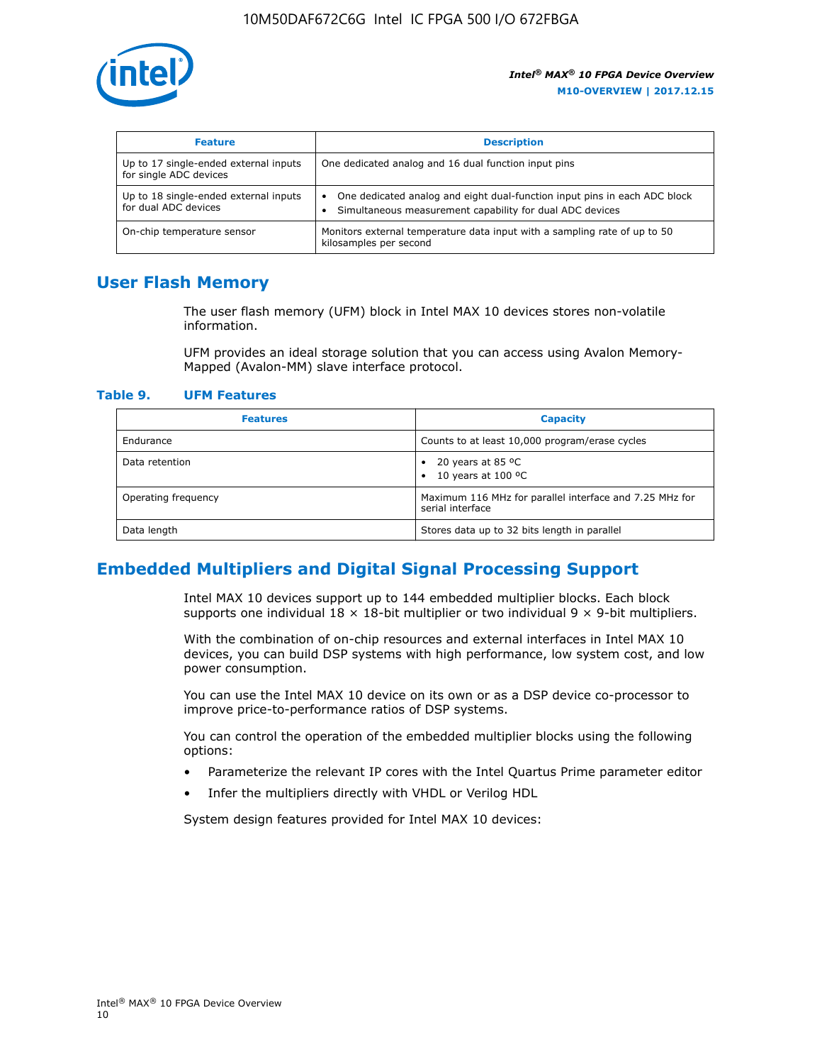| Feature | Description |
| --- | --- |
| Up to 17 single-ended external inputs for single ADC devices | One dedicated analog and 16 dual function input pins |
| Up to 18 single-ended external inputs for dual ADC devices | • One dedicated analog and eight dual-function input pins in each ADC block<br>• Simultaneous measurement capability for dual ADC devices |
| On-chip temperature sensor | Monitors external temperature data input with a sampling rate of up to 50 kilosamples per second |

## User Flash Memory

The user flash memory (UFM) block in Intel MAX 10 devices stores non-volatile information.

UFM provides an ideal storage solution that you can access using Avalon Memory-Mapped (Avalon-MM) slave interface protocol.

**Table 9. UFM Features**

| Features | Capacity |
| --- | --- |
| Endurance | Counts to at least 10,000 program/erase cycles |
| Data retention | • 20 years at 85 ºC<br>• 10 years at 100 ºC |
| Operating frequency | Maximum 116 MHz for parallel interface and 7.25 MHz for serial interface |
| Data length | Stores data up to 32 bits length in parallel |

## Embedded Multipliers and Digital Signal Processing Support

Intel MAX 10 devices support up to 144 embedded multiplier blocks. Each block supports one individual 18 × 18-bit multiplier or two individual 9 × 9-bit multipliers.

With the combination of on-chip resources and external interfaces in Intel MAX 10 devices, you can build DSP systems with high performance, low system cost, and low power consumption.

You can use the Intel MAX 10 device on its own or as a DSP device co-processor to improve price-to-performance ratios of DSP systems.

You can control the operation of the embedded multiplier blocks using the following options:

- Parameterize the relevant IP cores with the Intel Quartus Prime parameter editor
- Infer the multipliers directly with VHDL or Verilog HDL

System design features provided for Intel MAX 10 devices: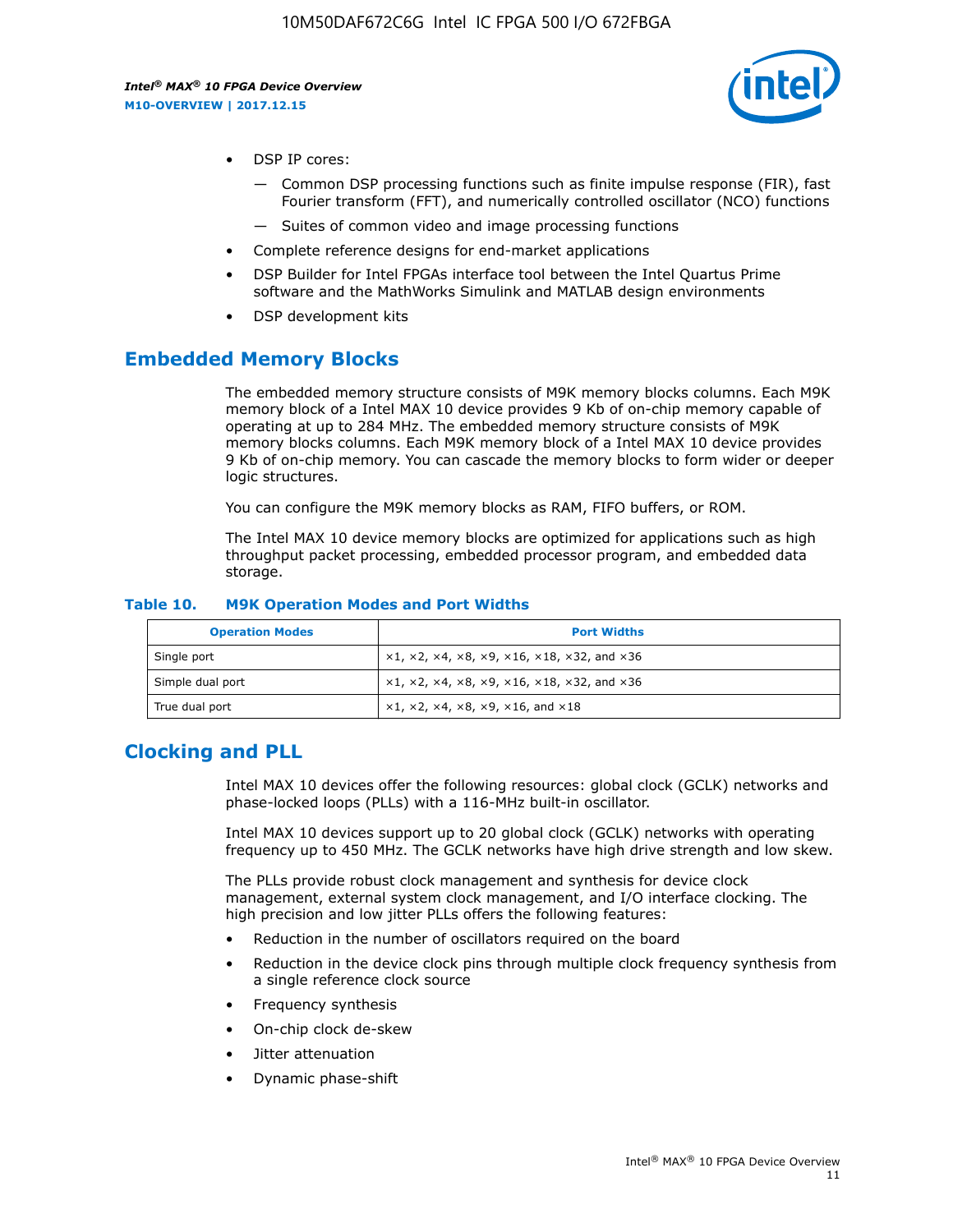- DSP IP cores:
  - — Common DSP processing functions such as finite impulse response (FIR), fast Fourier transform (FFT), and numerically controlled oscillator (NCO) functions
  - — Suites of common video and image processing functions
- Complete reference designs for end-market applications
- DSP Builder for Intel FPGAs interface tool between the Intel Quartus Prime software and the MathWorks Simulink and MATLAB design environments
- DSP development kits

## Embedded Memory Blocks

The embedded memory structure consists of M9K memory blocks columns. Each M9K memory block of a Intel MAX 10 device provides 9 Kb of on-chip memory capable of operating at up to 284 MHz. The embedded memory structure consists of M9K memory blocks columns. Each M9K memory block of a Intel MAX 10 device provides 9 Kb of on-chip memory. You can cascade the memory blocks to form wider or deeper logic structures.

You can configure the M9K memory blocks as RAM, FIFO buffers, or ROM.

The Intel MAX 10 device memory blocks are optimized for applications such as high throughput packet processing, embedded processor program, and embedded data storage.

**Table 10. M9K Operation Modes and Port Widths**

| Operation Modes | Port Widths |
| --- | --- |
| Single port | ×1, ×2, ×4, ×8, ×9, ×16, ×18, ×32, and ×36 |
| Simple dual port | ×1, ×2, ×4, ×8, ×9, ×16, ×18, ×32, and ×36 |
| True dual port | ×1, ×2, ×4, ×8, ×9, ×16, and ×18 |

## Clocking and PLL

Intel MAX 10 devices offer the following resources: global clock (GCLK) networks and phase-locked loops (PLLs) with a 116-MHz built-in oscillator.

Intel MAX 10 devices support up to 20 global clock (GCLK) networks with operating frequency up to 450 MHz. The GCLK networks have high drive strength and low skew.

The PLLs provide robust clock management and synthesis for device clock management, external system clock management, and I/O interface clocking. The high precision and low jitter PLLs offers the following features:

- Reduction in the number of oscillators required on the board
- Reduction in the device clock pins through multiple clock frequency synthesis from a single reference clock source
- Frequency synthesis
- On-chip clock de-skew
- Jitter attenuation
- Dynamic phase-shift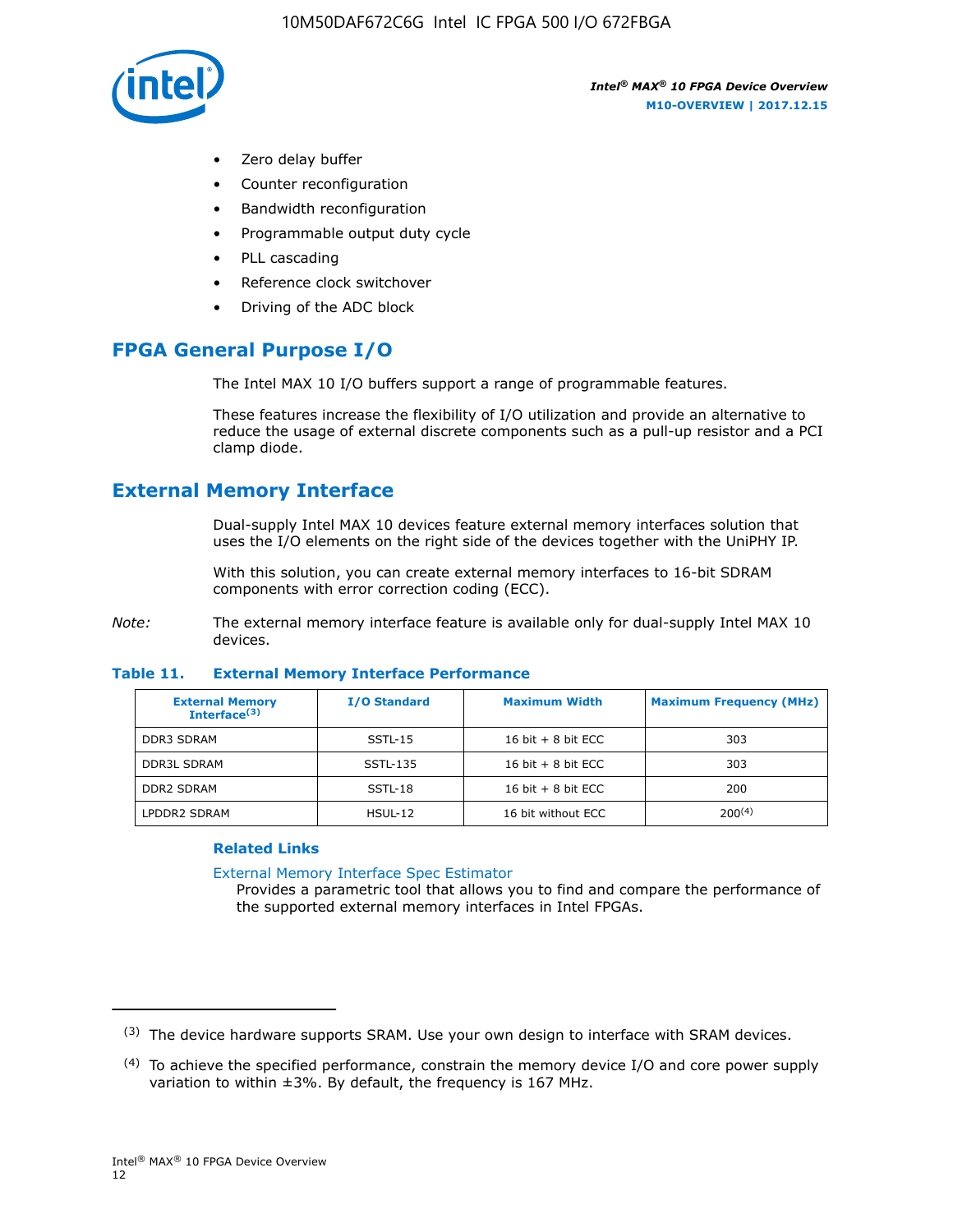- Zero delay buffer
- Counter reconfiguration
- Bandwidth reconfiguration
- Programmable output duty cycle
- PLL cascading
- Reference clock switchover
- Driving of the ADC block

## FPGA General Purpose I/O

The Intel MAX 10 I/O buffers support a range of programmable features.

These features increase the flexibility of I/O utilization and provide an alternative to reduce the usage of external discrete components such as a pull-up resistor and a PCI clamp diode.

## External Memory Interface

Dual-supply Intel MAX 10 devices feature external memory interfaces solution that uses the I/O elements on the right side of the devices together with the UniPHY IP.

With this solution, you can create external memory interfaces to 16-bit SDRAM components with error correction coding (ECC).

*Note:* The external memory interface feature is available only for dual-supply Intel MAX 10 devices.

**Table 11. External Memory Interface Performance**

| External Memory Interface[(3)] | I/O Standard | Maximum Width | Maximum Frequency (MHz) |
|---|---|---|---|
| DDR3 SDRAM | SSTL-15 | 16 bit + 8 bit ECC | 303 |
| DDR3L SDRAM | SSTL-135 | 16 bit + 8 bit ECC | 303 |
| DDR2 SDRAM | SSTL-18 | 16 bit + 8 bit ECC | 200 |
| LPDDR2 SDRAM | HSUL-12 | 16 bit without ECC | 200[(4)] |

### Related Links

External Memory Interface Spec Estimator
Provides a parametric tool that allows you to find and compare the performance of the supported external memory interfaces in Intel FPGAs.

---

(3) The device hardware supports SRAM. Use your own design to interface with SRAM devices.

(4) To achieve the specified performance, constrain the memory device I/O and core power supply variation to within ±3%. By default, the frequency is 167 MHz.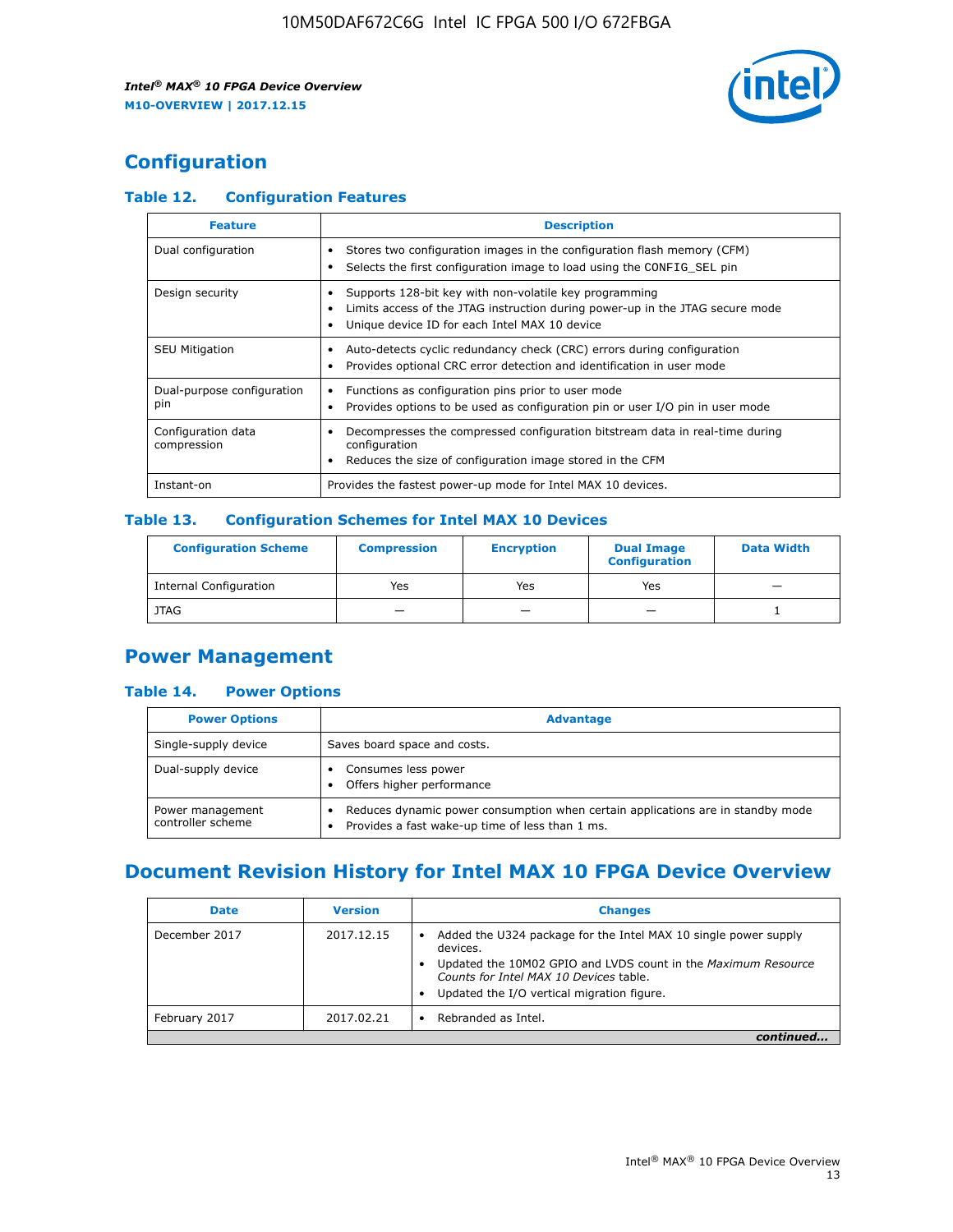## Configuration

### Table 12. Configuration Features

| Feature | Description |
| --- | --- |
| Dual configuration | • Stores two configuration images in the configuration flash memory (CFM) • Selects the first configuration image to load using the CONFIG_SEL pin |
| Design security | • Supports 128-bit key with non-volatile key programming • Limits access of the JTAG instruction during power-up in the JTAG secure mode • Unique device ID for each Intel MAX 10 device |
| SEU Mitigation | • Auto-detects cyclic redundancy check (CRC) errors during configuration • Provides optional CRC error detection and identification in user mode |
| Dual-purpose configuration pin | • Functions as configuration pins prior to user mode • Provides options to be used as configuration pin or user I/O pin in user mode |
| Configuration data compression | • Decompresses the compressed configuration bitstream data in real-time during configuration • Reduces the size of configuration image stored in the CFM |
| Instant-on | Provides the fastest power-up mode for Intel MAX 10 devices. |

### Table 13. Configuration Schemes for Intel MAX 10 Devices

| Configuration Scheme | Compression | Encryption | Dual Image Configuration | Data Width |
| --- | --- | --- | --- | --- |
| Internal Configuration | Yes | Yes | Yes | — |
| JTAG | — | — | — | 1 |

## Power Management

### Table 14. Power Options

| Power Options | Advantage |
| --- | --- |
| Single-supply device | Saves board space and costs. |
| Dual-supply device | • Consumes less power • Offers higher performance |
| Power management controller scheme | • Reduces dynamic power consumption when certain applications are in standby mode • Provides a fast wake-up time of less than 1 ms. |

## Document Revision History for Intel MAX 10 FPGA Device Overview

| Date | Version | Changes |
| --- | --- | --- |
| December 2017 | 2017.12.15 | • Added the U324 package for the Intel MAX 10 single power supply devices. • Updated the 10M02 GPIO and LVDS count in the *Maximum Resource Counts for Intel MAX 10 Devices* table. • Updated the I/O vertical migration figure. |
| February 2017 | 2017.02.21 | • Rebranded as Intel. |

*continued...*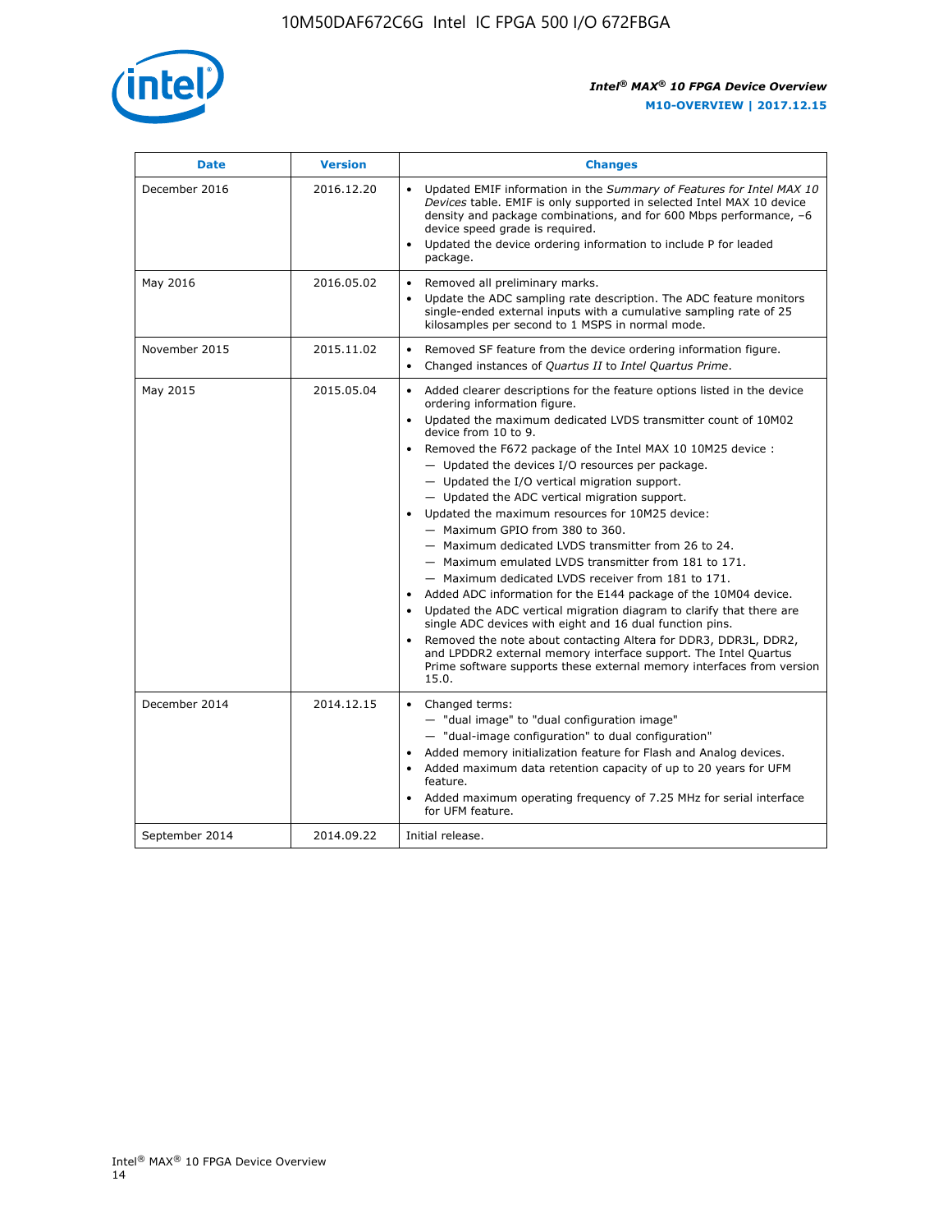| Date | Version | Changes |
| --- | --- | --- |
| December 2016 | 2016.12.20 | • Updated EMIF information in the *Summary of Features for Intel MAX 10 Devices* table. EMIF is only supported in selected Intel MAX 10 device density and package combinations, and for 600 Mbps performance, –6 device speed grade is required.<br>• Updated the device ordering information to include P for leaded package. |
| May 2016 | 2016.05.02 | • Removed all preliminary marks.<br>• Update the ADC sampling rate description. The ADC feature monitors single-ended external inputs with a cumulative sampling rate of 25 kilosamples per second to 1 MSPS in normal mode. |
| November 2015 | 2015.11.02 | • Removed SF feature from the device ordering information figure.<br>• Changed instances of *Quartus II* to *Intel Quartus Prime*. |
| May 2015 | 2015.05.04 | • Added clearer descriptions for the feature options listed in the device ordering information figure.<br>• Updated the maximum dedicated LVDS transmitter count of 10M02 device from 10 to 9.<br>• Removed the F672 package of the Intel MAX 10 10M25 device :<br>— Updated the devices I/O resources per package.<br>— Updated the I/O vertical migration support.<br>— Updated the ADC vertical migration support.<br>• Updated the maximum resources for 10M25 device:<br>— Maximum GPIO from 380 to 360.<br>— Maximum dedicated LVDS transmitter from 26 to 24.<br>— Maximum emulated LVDS transmitter from 181 to 171.<br>— Maximum dedicated LVDS receiver from 181 to 171.<br>• Added ADC information for the E144 package of the 10M04 device.<br>• Updated the ADC vertical migration diagram to clarify that there are single ADC devices with eight and 16 dual function pins.<br>• Removed the note about contacting Altera for DDR3, DDR3L, DDR2, and LPDDR2 external memory interface support. The Intel Quartus Prime software supports these external memory interfaces from version 15.0. |
| December 2014 | 2014.12.15 | • Changed terms:<br>— "dual image" to "dual configuration image"<br>— "dual-image configuration" to dual configuration"<br>• Added memory initialization feature for Flash and Analog devices.<br>• Added maximum data retention capacity of up to 20 years for UFM feature.<br>• Added maximum operating frequency of 7.25 MHz for serial interface for UFM feature. |
| September 2014 | 2014.09.22 | Initial release. |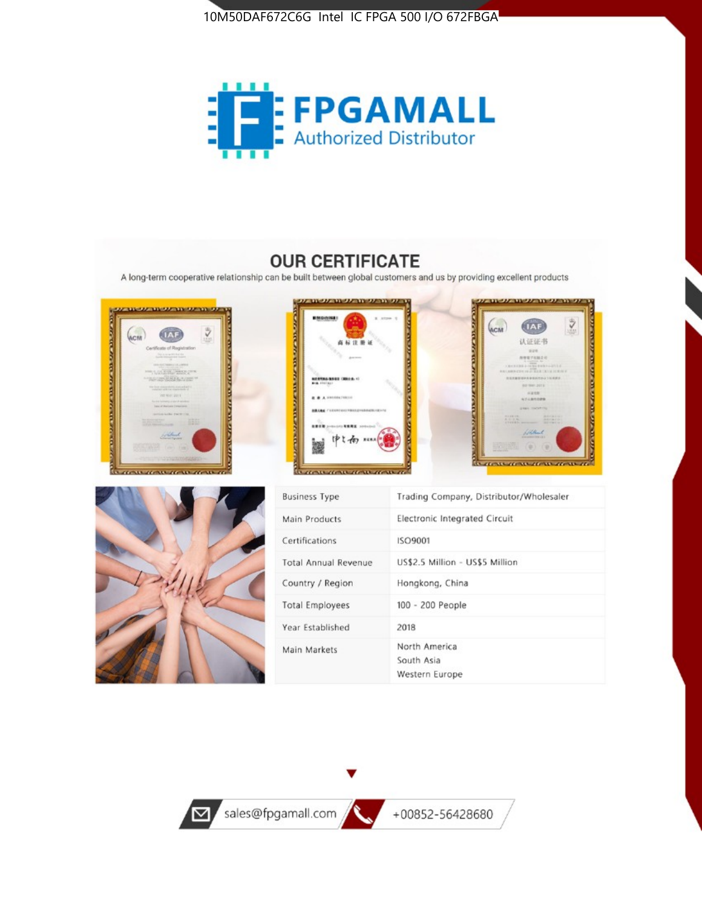FPGAMALL
Authorized Distributor

## OUR CERTIFICATE

A long-term cooperative relationship can be built between global customers and us by providing excellent products

| | |
|---|---|
| Business Type | Trading Company, Distributor/Wholesaler |
| Main Products | Electronic Integrated Circuit |
| Certifications | ISO9001 |
| Total Annual Revenue | US$2.5 Million - US$5 Million |
| Country / Region | Hongkong, China |
| Total Employees | 100 - 200 People |
| Year Established | 2018 |
| Main Markets | North America<br>South Asia<br>Western Europe |

sales@fpgamall.com  +00852-56428680